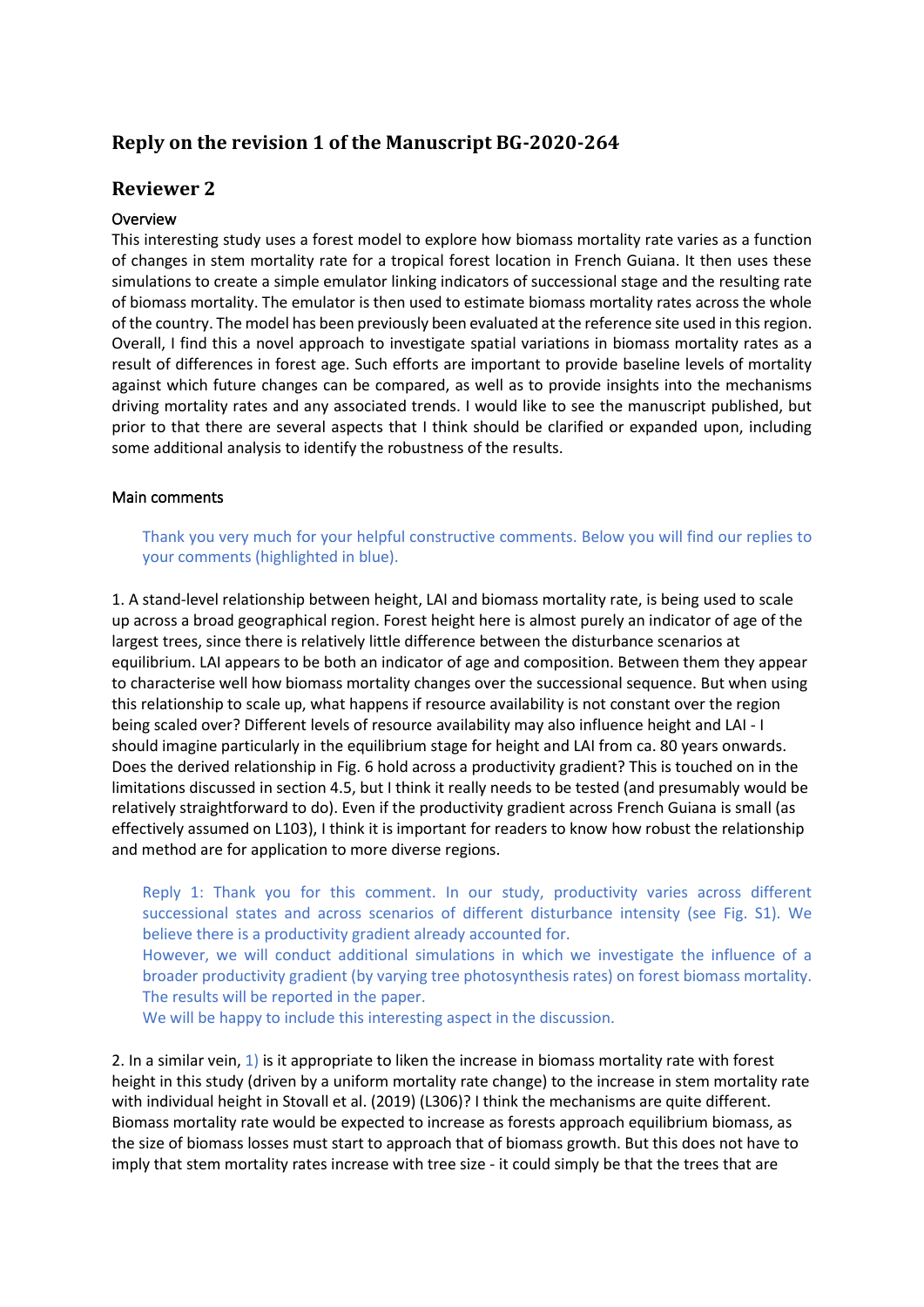# Reply on the revision 1 of the Manuscript BG-2020-264

## Reviewer 2

### Overview

This interesting study uses a forest model to explore how biomass mortality rate varies as a function of changes in stem mortality rate for a tropical forest location in French Guiana. It then uses these simulations to create a simple emulator linking indicators of successional stage and the resulting rate of biomass mortality. The emulator is then used to estimate biomass mortality rates across the whole of the country. The model has been previously been evaluated at the reference site used in this region. Overall, I find this a novel approach to investigate spatial variations in biomass mortality rates as a result of differences in forest age. Such efforts are important to provide baseline levels of mortality against which future changes can be compared, as well as to provide insights into the mechanisms driving mortality rates and any associated trends. I would like to see the manuscript published, but prior to that there are several aspects that I think should be clarified or expanded upon, including some additional analysis to identify the robustness of the results.

### Main comments

Thank you very much for your helpful constructive comments. Below you will find our replies to your comments (highlighted in blue).

1. A stand-level relationship between height, LAI and biomass mortality rate, is being used to scale up across a broad geographical region. Forest height here is almost purely an indicator of age of the largest trees, since there is relatively little difference between the disturbance scenarios at equilibrium. LAI appears to be both an indicator of age and composition. Between them they appear to characterise well how biomass mortality changes over the successional sequence. But when using this relationship to scale up, what happens if resource availability is not constant over the region being scaled over? Different levels of resource availability may also influence height and LAI - I should imagine particularly in the equilibrium stage for height and LAI from ca. 80 years onwards. Does the derived relationship in Fig. 6 hold across a productivity gradient? This is touched on in the limitations discussed in section 4.5, but I think it really needs to be tested (and presumably would be relatively straightforward to do). Even if the productivity gradient across French Guiana is small (as effectively assumed on L103), I think it is important for readers to know how robust the relationship and method are for application to more diverse regions.

Reply 1: Thank you for this comment. In our study, productivity varies across different successional states and across scenarios of different disturbance intensity (see Fig. S1). We believe there is a productivity gradient already accounted for.
However, we will conduct additional simulations in which we investigate the influence of a broader productivity gradient (by varying tree photosynthesis rates) on forest biomass mortality. The results will be reported in the paper.
We will be happy to include this interesting aspect in the discussion.

2. In a similar vein, 1) is it appropriate to liken the increase in biomass mortality rate with forest height in this study (driven by a uniform mortality rate change) to the increase in stem mortality rate with individual height in Stovall et al. (2019) (L306)? I think the mechanisms are quite different. Biomass mortality rate would be expected to increase as forests approach equilibrium biomass, as the size of biomass losses must start to approach that of biomass growth. But this does not have to imply that stem mortality rates increase with tree size - it could simply be that the trees that are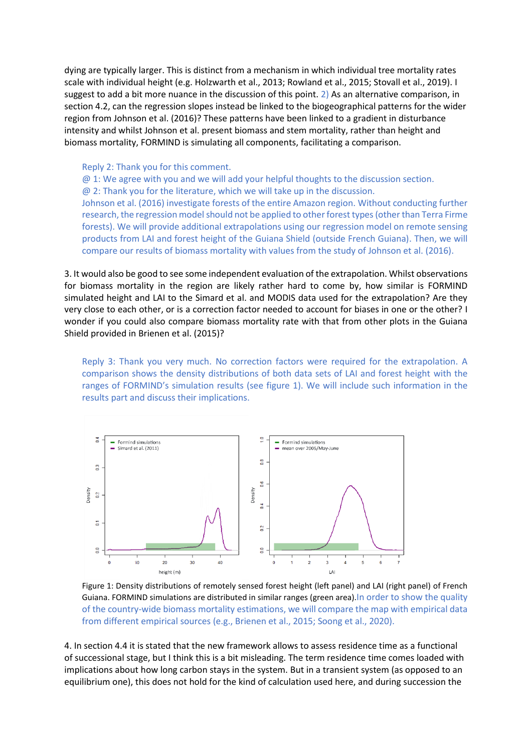dying are typically larger. This is distinct from a mechanism in which individual tree mortality rates scale with individual height (e.g. Holzwarth et al., 2013; Rowland et al., 2015; Stovall et al., 2019). I suggest to add a bit more nuance in the discussion of this point. 2) As an alternative comparison, in section 4.2, can the regression slopes instead be linked to the biogeographical patterns for the wider region from Johnson et al. (2016)? These patterns have been linked to a gradient in disturbance intensity and whilst Johnson et al. present biomass and stem mortality, rather than height and biomass mortality, FORMIND is simulating all components, facilitating a comparison.

> Reply 2: Thank you for this comment.
> @ 1: We agree with you and we will add your helpful thoughts to the discussion section.
> @ 2: Thank you for the literature, which we will take up in the discussion.
> Johnson et al. (2016) investigate forests of the entire Amazon region. Without conducting further research, the regression model should not be applied to other forest types (other than Terra Firme forests). We will provide additional extrapolations using our regression model on remote sensing products from LAI and forest height of the Guiana Shield (outside French Guiana). Then, we will compare our results of biomass mortality with values from the study of Johnson et al. (2016).

3. It would also be good to see some independent evaluation of the extrapolation. Whilst observations for biomass mortality in the region are likely rather hard to come by, how similar is FORMIND simulated height and LAI to the Simard et al. and MODIS data used for the extrapolation? Are they very close to each other, or is a correction factor needed to account for biases in one or the other? I wonder if you could also compare biomass mortality rate with that from other plots in the Guiana Shield provided in Brienen et al. (2015)?

> Reply 3: Thank you very much. No correction factors were required for the extrapolation. A comparison shows the density distributions of both data sets of LAI and forest height with the ranges of FORMIND's simulation results (see figure 1). We will include such information in the results part and discuss their implications.

Figure 1: Density distributions of remotely sensed forest height (left panel) and LAI (right panel) of French Guiana. FORMIND simulations are distributed in similar ranges (green area). In order to show the quality of the country-wide biomass mortality estimations, we will compare the map with empirical data from different empirical sources (e.g., Brienen et al., 2015; Soong et al., 2020).

4. In section 4.4 it is stated that the new framework allows to assess residence time as a functional of successional stage, but I think this is a bit misleading. The term residence time comes loaded with implications about how long carbon stays in the system. But in a transient system (as opposed to an equilibrium one), this does not hold for the kind of calculation used here, and during succession the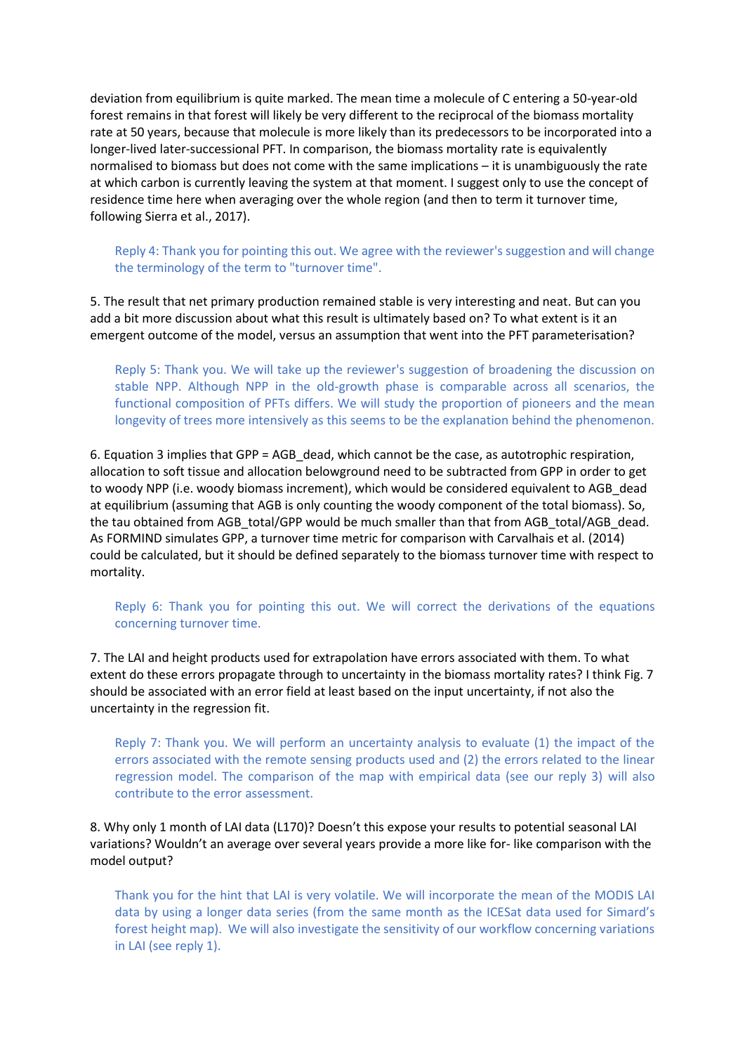deviation from equilibrium is quite marked. The mean time a molecule of C entering a 50-year-old forest remains in that forest will likely be very different to the reciprocal of the biomass mortality rate at 50 years, because that molecule is more likely than its predecessors to be incorporated into a longer-lived later-successional PFT. In comparison, the biomass mortality rate is equivalently normalised to biomass but does not come with the same implications – it is unambiguously the rate at which carbon is currently leaving the system at that moment. I suggest only to use the concept of residence time here when averaging over the whole region (and then to term it turnover time, following Sierra et al., 2017).

> Reply 4: Thank you for pointing this out. We agree with the reviewer's suggestion and will change the terminology of the term to "turnover time".

5. The result that net primary production remained stable is very interesting and neat. But can you add a bit more discussion about what this result is ultimately based on? To what extent is it an emergent outcome of the model, versus an assumption that went into the PFT parameterisation?

> Reply 5: Thank you. We will take up the reviewer's suggestion of broadening the discussion on stable NPP. Although NPP in the old-growth phase is comparable across all scenarios, the functional composition of PFTs differs. We will study the proportion of pioneers and the mean longevity of trees more intensively as this seems to be the explanation behind the phenomenon.

6. Equation 3 implies that GPP = $AGB_{dead}$, which cannot be the case, as autotrophic respiration, allocation to soft tissue and allocation belowground need to be subtracted from GPP in order to get to woody NPP (i.e. woody biomass increment), which would be considered equivalent to $AGB_{dead}$ at equilibrium (assuming that AGB is only counting the woody component of the total biomass). So, the tau obtained from $AGB_{total}$/GPP would be much smaller than that from $AGB_{total}/AGB_{dead}$. As FORMIND simulates GPP, a turnover time metric for comparison with Carvalhais et al. (2014) could be calculated, but it should be defined separately to the biomass turnover time with respect to mortality.

> Reply 6: Thank you for pointing this out. We will correct the derivations of the equations concerning turnover time.

7. The LAI and height products used for extrapolation have errors associated with them. To what extent do these errors propagate through to uncertainty in the biomass mortality rates? I think Fig. 7 should be associated with an error field at least based on the input uncertainty, if not also the uncertainty in the regression fit.

> Reply 7: Thank you. We will perform an uncertainty analysis to evaluate (1) the impact of the errors associated with the remote sensing products used and (2) the errors related to the linear regression model. The comparison of the map with empirical data (see our reply 3) will also contribute to the error assessment.

8. Why only 1 month of LAI data (L170)? Doesn't this expose your results to potential seasonal LAI variations? Wouldn't an average over several years provide a more like for- like comparison with the model output?

> Thank you for the hint that LAI is very volatile. We will incorporate the mean of the MODIS LAI data by using a longer data series (from the same month as the ICESat data used for Simard's forest height map). We will also investigate the sensitivity of our workflow concerning variations in LAI (see reply 1).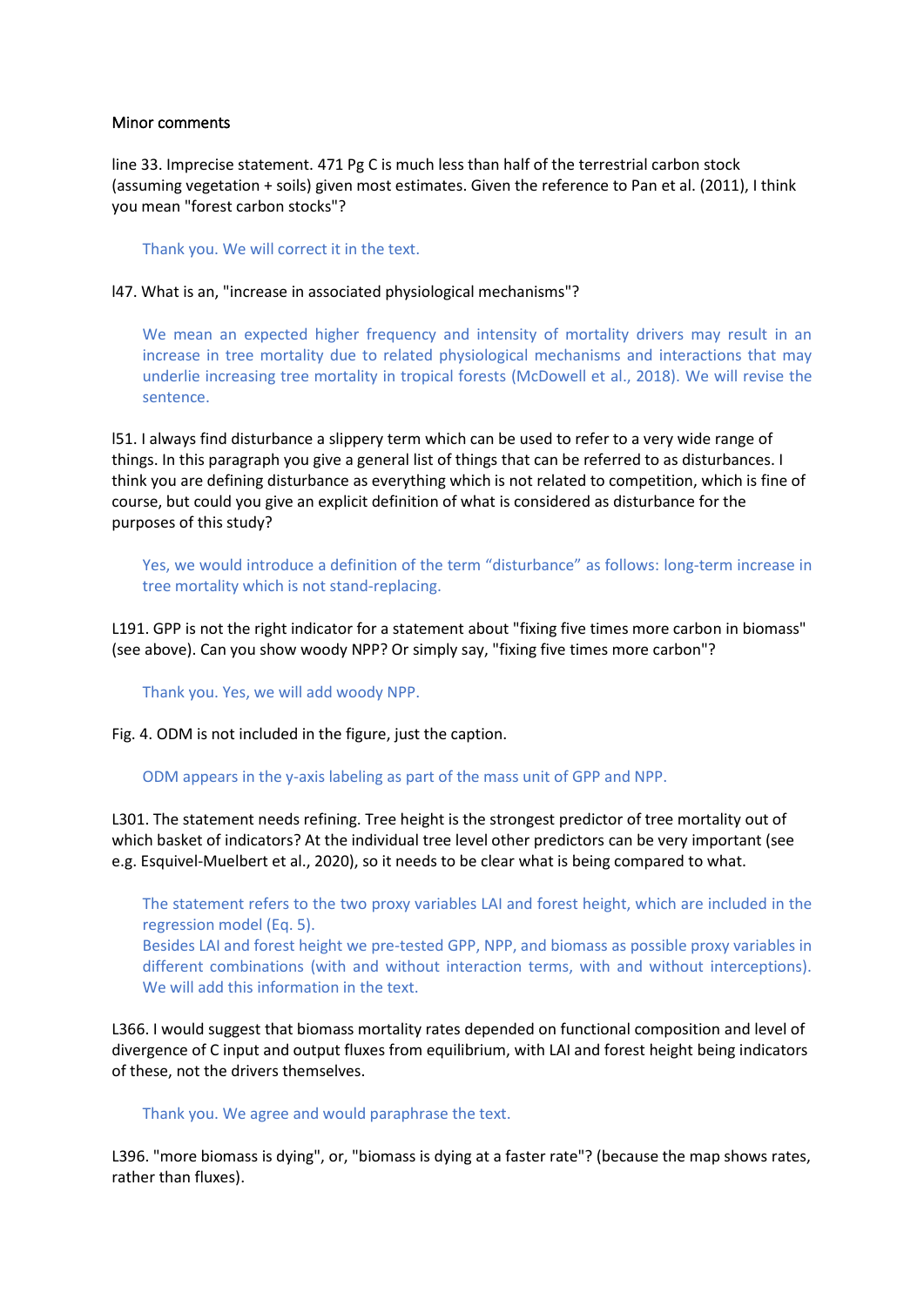Minor comments

line 33. Imprecise statement. 471 Pg C is much less than half of the terrestrial carbon stock (assuming vegetation + soils) given most estimates. Given the reference to Pan et al. (2011), I think you mean "forest carbon stocks"?

> Thank you. We will correct it in the text.

l47. What is an, "increase in associated physiological mechanisms"?

> We mean an expected higher frequency and intensity of mortality drivers may result in an increase in tree mortality due to related physiological mechanisms and interactions that may underlie increasing tree mortality in tropical forests (McDowell et al., 2018). We will revise the sentence.

l51. I always find disturbance a slippery term which can be used to refer to a very wide range of things. In this paragraph you give a general list of things that can be referred to as disturbances. I think you are defining disturbance as everything which is not related to competition, which is fine of course, but could you give an explicit definition of what is considered as disturbance for the purposes of this study?

> Yes, we would introduce a definition of the term "disturbance" as follows: long-term increase in tree mortality which is not stand-replacing.

L191. GPP is not the right indicator for a statement about "fixing five times more carbon in biomass" (see above). Can you show woody NPP? Or simply say, "fixing five times more carbon"?

> Thank you. Yes, we will add woody NPP.

Fig. 4. ODM is not included in the figure, just the caption.

> ODM appears in the y-axis labeling as part of the mass unit of GPP and NPP.

L301. The statement needs refining. Tree height is the strongest predictor of tree mortality out of which basket of indicators? At the individual tree level other predictors can be very important (see e.g. Esquivel-Muelbert et al., 2020), so it needs to be clear what is being compared to what.

> The statement refers to the two proxy variables LAI and forest height, which are included in the regression model (Eq. 5).
> Besides LAI and forest height we pre-tested GPP, NPP, and biomass as possible proxy variables in different combinations (with and without interaction terms, with and without interceptions). We will add this information in the text.

L366. I would suggest that biomass mortality rates depended on functional composition and level of divergence of C input and output fluxes from equilibrium, with LAI and forest height being indicators of these, not the drivers themselves.

> Thank you. We agree and would paraphrase the text.

L396. "more biomass is dying", or, "biomass is dying at a faster rate"? (because the map shows rates, rather than fluxes).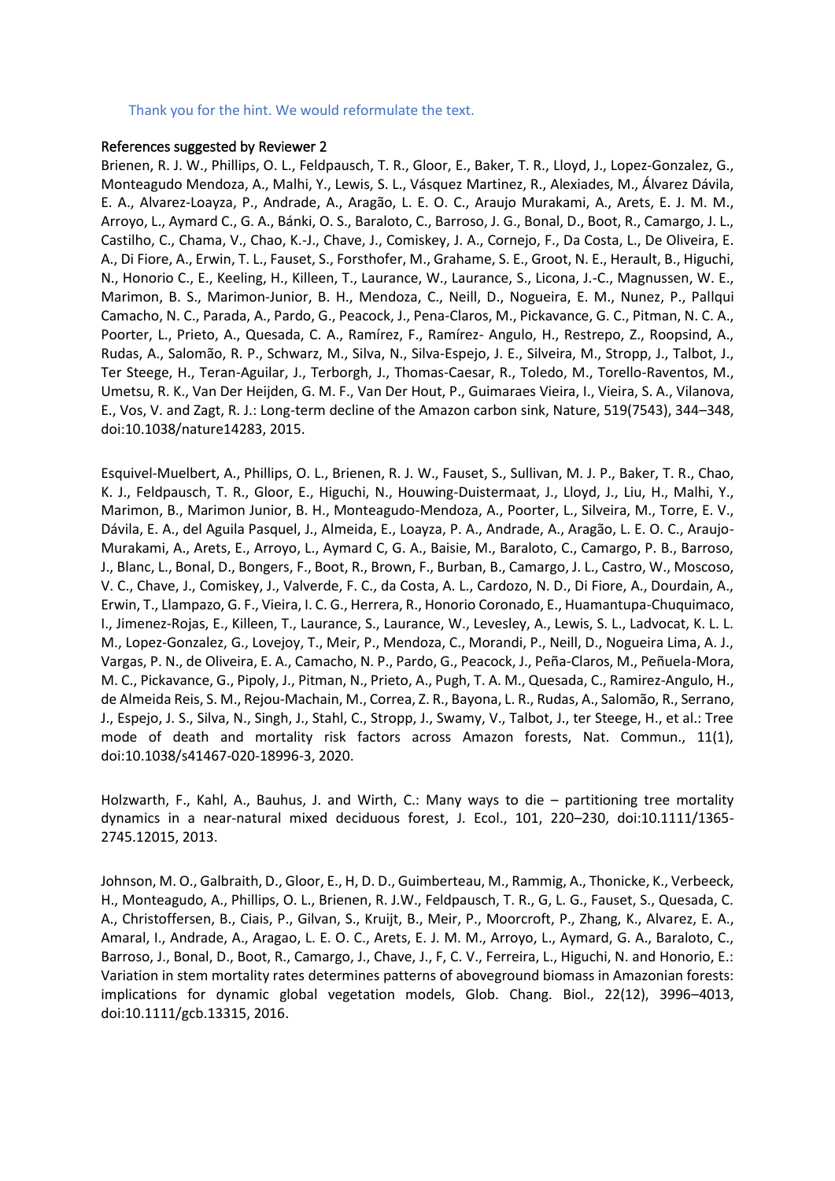Thank you for the hint. We would reformulate the text.

References suggested by Reviewer 2

Brienen, R. J. W., Phillips, O. L., Feldpausch, T. R., Gloor, E., Baker, T. R., Lloyd, J., Lopez-Gonzalez, G., Monteagudo Mendoza, A., Malhi, Y., Lewis, S. L., Vásquez Martinez, R., Alexiades, M., Álvarez Dávila, E. A., Alvarez-Loayza, P., Andrade, A., Aragão, L. E. O. C., Araujo Murakami, A., Arets, E. J. M. M., Arroyo, L., Aymard C., G. A., Bánki, O. S., Baraloto, C., Barroso, J. G., Bonal, D., Boot, R., Camargo, J. L., Castilho, C., Chama, V., Chao, K.-J., Chave, J., Comiskey, J. A., Cornejo, F., Da Costa, L., De Oliveira, E. A., Di Fiore, A., Erwin, T. L., Fauset, S., Forsthofer, M., Grahame, S. E., Groot, N. E., Herault, B., Higuchi, N., Honorio C., E., Keeling, H., Killeen, T., Laurance, W., Laurance, S., Licona, J.-C., Magnussen, W. E., Marimon, B. S., Marimon-Junior, B. H., Mendoza, C., Neill, D., Nogueira, E. M., Nunez, P., Pallqui Camacho, N. C., Parada, A., Pardo, G., Peacock, J., Pena-Claros, M., Pickavance, G. C., Pitman, N. C. A., Poorter, L., Prieto, A., Quesada, C. A., Ramírez, F., Ramírez- Angulo, H., Restrepo, Z., Roopsind, A., Rudas, A., Salomão, R. P., Schwarz, M., Silva, N., Silva-Espejo, J. E., Silveira, M., Stropp, J., Talbot, J., Ter Steege, H., Teran-Aguilar, J., Terborgh, J., Thomas-Caesar, R., Toledo, M., Torello-Raventos, M., Umetsu, R. K., Van Der Heijden, G. M. F., Van Der Hout, P., Guimaraes Vieira, I., Vieira, S. A., Vilanova, E., Vos, V. and Zagt, R. J.: Long-term decline of the Amazon carbon sink, Nature, 519(7543), 344–348, doi:10.1038/nature14283, 2015.

Esquivel-Muelbert, A., Phillips, O. L., Brienen, R. J. W., Fauset, S., Sullivan, M. J. P., Baker, T. R., Chao, K. J., Feldpausch, T. R., Gloor, E., Higuchi, N., Houwing-Duistermaat, J., Lloyd, J., Liu, H., Malhi, Y., Marimon, B., Marimon Junior, B. H., Monteagudo-Mendoza, A., Poorter, L., Silveira, M., Torre, E. V., Dávila, E. A., del Aguila Pasquel, J., Almeida, E., Loayza, P. A., Andrade, A., Aragão, L. E. O. C., Araujo-Murakami, A., Arets, E., Arroyo, L., Aymard C, G. A., Baisie, M., Baraloto, C., Camargo, P. B., Barroso, J., Blanc, L., Bonal, D., Bongers, F., Boot, R., Brown, F., Burban, B., Camargo, J. L., Castro, W., Moscoso, V. C., Chave, J., Comiskey, J., Valverde, F. C., da Costa, A. L., Cardozo, N. D., Di Fiore, A., Dourdain, A., Erwin, T., Llampazo, G. F., Vieira, I. C. G., Herrera, R., Honorio Coronado, E., Huamantupa-Chuquimaco, I., Jimenez-Rojas, E., Killeen, T., Laurance, S., Laurance, W., Levesley, A., Lewis, S. L., Ladvocat, K. L. L. M., Lopez-Gonzalez, G., Lovejoy, T., Meir, P., Mendoza, C., Morandi, P., Neill, D., Nogueira Lima, A. J., Vargas, P. N., de Oliveira, E. A., Camacho, N. P., Pardo, G., Peacock, J., Peña-Claros, M., Peñuela-Mora, M. C., Pickavance, G., Pipoly, J., Pitman, N., Prieto, A., Pugh, T. A. M., Quesada, C., Ramirez-Angulo, H., de Almeida Reis, S. M., Rejou-Machain, M., Correa, Z. R., Bayona, L. R., Rudas, A., Salomão, R., Serrano, J., Espejo, J. S., Silva, N., Singh, J., Stahl, C., Stropp, J., Swamy, V., Talbot, J., ter Steege, H., et al.: Tree mode of death and mortality risk factors across Amazon forests, Nat. Commun., 11(1), doi:10.1038/s41467-020-18996-3, 2020.

Holzwarth, F., Kahl, A., Bauhus, J. and Wirth, C.: Many ways to die – partitioning tree mortality dynamics in a near-natural mixed deciduous forest, J. Ecol., 101, 220–230, doi:10.1111/1365-2745.12015, 2013.

Johnson, M. O., Galbraith, D., Gloor, E., H, D. D., Guimberteau, M., Rammig, A., Thonicke, K., Verbeeck, H., Monteagudo, A., Phillips, O. L., Brienen, R. J.W., Feldpausch, T. R., G, L. G., Fauset, S., Quesada, C. A., Christoffersen, B., Ciais, P., Gilvan, S., Kruijt, B., Meir, P., Moorcroft, P., Zhang, K., Alvarez, E. A., Amaral, I., Andrade, A., Aragao, L. E. O. C., Arets, E. J. M. M., Arroyo, L., Aymard, G. A., Baraloto, C., Barroso, J., Bonal, D., Boot, R., Camargo, J., Chave, J., F, C. V., Ferreira, L., Higuchi, N. and Honorio, E.: Variation in stem mortality rates determines patterns of aboveground biomass in Amazonian forests: implications for dynamic global vegetation models, Glob. Chang. Biol., 22(12), 3996–4013, doi:10.1111/gcb.13315, 2016.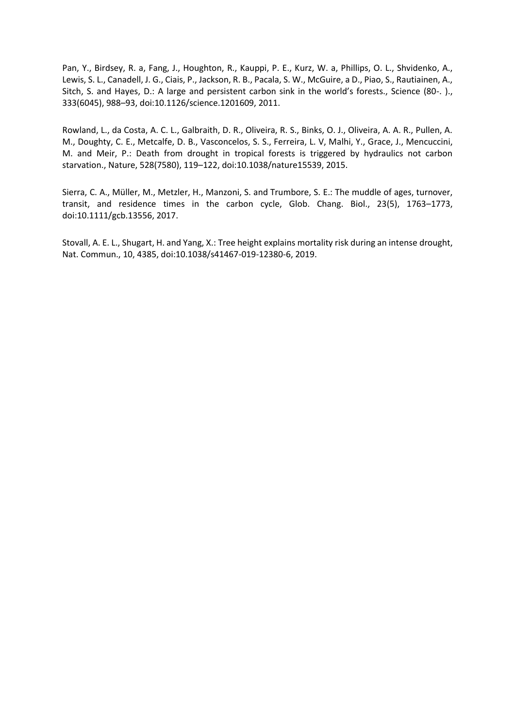Pan, Y., Birdsey, R. a, Fang, J., Houghton, R., Kauppi, P. E., Kurz, W. a, Phillips, O. L., Shvidenko, A., Lewis, S. L., Canadell, J. G., Ciais, P., Jackson, R. B., Pacala, S. W., McGuire, a D., Piao, S., Rautiainen, A., Sitch, S. and Hayes, D.: A large and persistent carbon sink in the world's forests., Science (80-. )., 333(6045), 988–93, doi:10.1126/science.1201609, 2011.

Rowland, L., da Costa, A. C. L., Galbraith, D. R., Oliveira, R. S., Binks, O. J., Oliveira, A. A. R., Pullen, A. M., Doughty, C. E., Metcalfe, D. B., Vasconcelos, S. S., Ferreira, L. V, Malhi, Y., Grace, J., Mencuccini, M. and Meir, P.: Death from drought in tropical forests is triggered by hydraulics not carbon starvation., Nature, 528(7580), 119–122, doi:10.1038/nature15539, 2015.

Sierra, C. A., Müller, M., Metzler, H., Manzoni, S. and Trumbore, S. E.: The muddle of ages, turnover, transit, and residence times in the carbon cycle, Glob. Chang. Biol., 23(5), 1763–1773, doi:10.1111/gcb.13556, 2017.

Stovall, A. E. L., Shugart, H. and Yang, X.: Tree height explains mortality risk during an intense drought, Nat. Commun., 10, 4385, doi:10.1038/s41467-019-12380-6, 2019.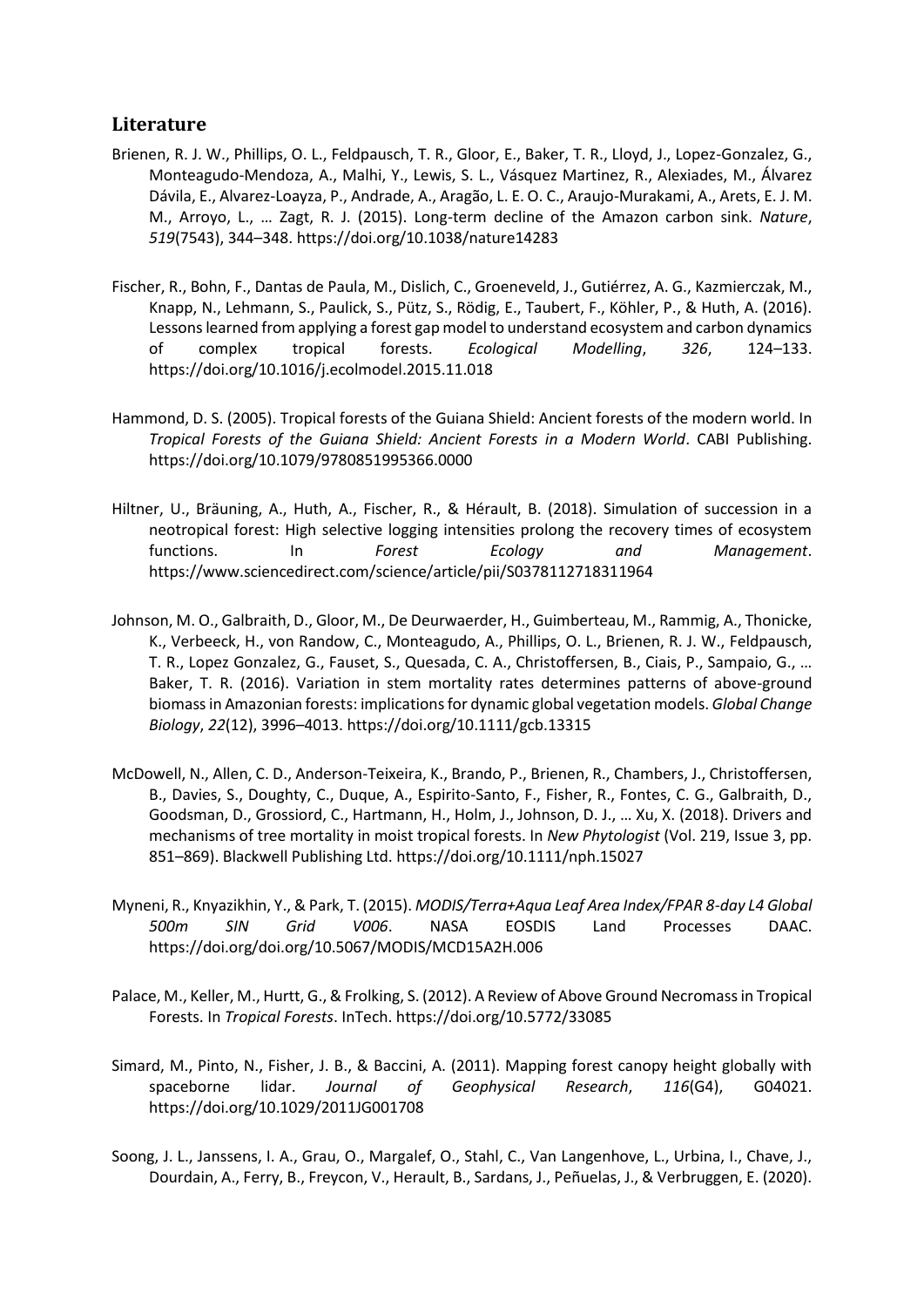## Literature

Brienen, R. J. W., Phillips, O. L., Feldpausch, T. R., Gloor, E., Baker, T. R., Lloyd, J., Lopez-Gonzalez, G., Monteagudo-Mendoza, A., Malhi, Y., Lewis, S. L., Vásquez Martinez, R., Alexiades, M., Álvarez Dávila, E., Alvarez-Loayza, P., Andrade, A., Aragão, L. E. O. C., Araujo-Murakami, A., Arets, E. J. M. M., Arroyo, L., … Zagt, R. J. (2015). Long-term decline of the Amazon carbon sink. *Nature*, *519*(7543), 344–348. https://doi.org/10.1038/nature14283

Fischer, R., Bohn, F., Dantas de Paula, M., Dislich, C., Groeneveld, J., Gutiérrez, A. G., Kazmierczak, M., Knapp, N., Lehmann, S., Paulick, S., Pütz, S., Rödig, E., Taubert, F., Köhler, P., & Huth, A. (2016). Lessons learned from applying a forest gap model to understand ecosystem and carbon dynamics of complex tropical forests. *Ecological Modelling*, *326*, 124–133. https://doi.org/10.1016/j.ecolmodel.2015.11.018

Hammond, D. S. (2005). Tropical forests of the Guiana Shield: Ancient forests of the modern world. In *Tropical Forests of the Guiana Shield: Ancient Forests in a Modern World*. CABI Publishing. https://doi.org/10.1079/9780851995366.0000

Hiltner, U., Bräuning, A., Huth, A., Fischer, R., & Hérault, B. (2018). Simulation of succession in a neotropical forest: High selective logging intensities prolong the recovery times of ecosystem functions. In *Forest Ecology and Management*. https://www.sciencedirect.com/science/article/pii/S0378112718311964

Johnson, M. O., Galbraith, D., Gloor, M., De Deurwaerder, H., Guimberteau, M., Rammig, A., Thonicke, K., Verbeeck, H., von Randow, C., Monteagudo, A., Phillips, O. L., Brienen, R. J. W., Feldpausch, T. R., Lopez Gonzalez, G., Fauset, S., Quesada, C. A., Christoffersen, B., Ciais, P., Sampaio, G., … Baker, T. R. (2016). Variation in stem mortality rates determines patterns of above-ground biomass in Amazonian forests: implications for dynamic global vegetation models. *Global Change Biology*, *22*(12), 3996–4013. https://doi.org/10.1111/gcb.13315

McDowell, N., Allen, C. D., Anderson-Teixeira, K., Brando, P., Brienen, R., Chambers, J., Christoffersen, B., Davies, S., Doughty, C., Duque, A., Espirito-Santo, F., Fisher, R., Fontes, C. G., Galbraith, D., Goodsman, D., Grossiord, C., Hartmann, H., Holm, J., Johnson, D. J., … Xu, X. (2018). Drivers and mechanisms of tree mortality in moist tropical forests. In *New Phytologist* (Vol. 219, Issue 3, pp. 851–869). Blackwell Publishing Ltd. https://doi.org/10.1111/nph.15027

Myneni, R., Knyazikhin, Y., & Park, T. (2015). *MODIS/Terra+Aqua Leaf Area Index/FPAR 8-day L4 Global 500m SIN Grid V006*. NASA EOSDIS Land Processes DAAC. https://doi.org/doi.org/10.5067/MODIS/MCD15A2H.006

Palace, M., Keller, M., Hurtt, G., & Frolking, S. (2012). A Review of Above Ground Necromass in Tropical Forests. In *Tropical Forests*. InTech. https://doi.org/10.5772/33085

Simard, M., Pinto, N., Fisher, J. B., & Baccini, A. (2011). Mapping forest canopy height globally with spaceborne lidar. *Journal of Geophysical Research*, *116*(G4), G04021. https://doi.org/10.1029/2011JG001708

Soong, J. L., Janssens, I. A., Grau, O., Margalef, O., Stahl, C., Van Langenhove, L., Urbina, I., Chave, J., Dourdain, A., Ferry, B., Freycon, V., Herault, B., Sardans, J., Peñuelas, J., & Verbruggen, E. (2020).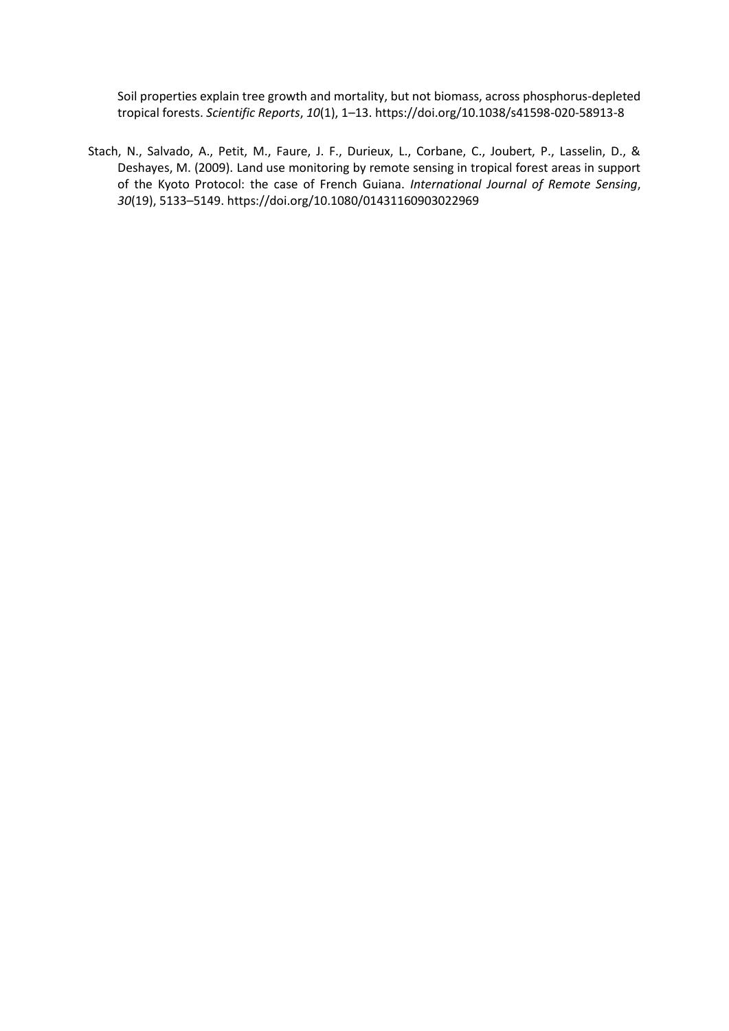Soil properties explain tree growth and mortality, but not biomass, across phosphorus-depleted tropical forests. *Scientific Reports*, *10*(1), 1–13. https://doi.org/10.1038/s41598-020-58913-8

Stach, N., Salvado, A., Petit, M., Faure, J. F., Durieux, L., Corbane, C., Joubert, P., Lasselin, D., & Deshayes, M. (2009). Land use monitoring by remote sensing in tropical forest areas in support of the Kyoto Protocol: the case of French Guiana. *International Journal of Remote Sensing*, *30*(19), 5133–5149. https://doi.org/10.1080/01431160903022969